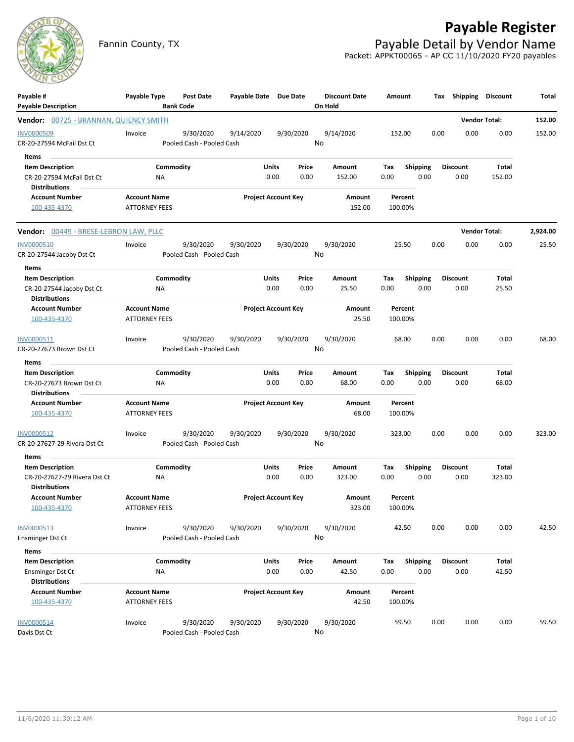# Payable Register

## Payable Detail by Vendor Name

Fannin County, TX

Packet: APPKT00065 - AP CC 11/10/2020 FY20 payables

| Payable # / Payable Description | Payable Type | Post Date / Bank Code | Payable Date | Due Date | Discount Date / On Hold | Amount | Tax | Shipping | Discount | Total |
|---|---|---|---|---|---|---|---|---|---|---|

**Vendor: 00725 - BRANNAN, QUIENCY SMITH** — Vendor Total: 152.00

| Payable # | Payable Type | Post Date | Payable Date | Due Date | Discount Date | Amount | Tax | Shipping | Discount | Total |
|---|---|---|---|---|---|---|---|---|---|---|
| INV0000509 | Invoice | 9/30/2020 | 9/14/2020 | 9/30/2020 | 9/14/2020 | 152.00 | 0.00 | 0.00 | 0.00 | 152.00 |
| CR-20-27594 McFail Dst Ct | | Pooled Cash - Pooled Cash | | | No | | | | | |

Items

| Item Description | Commodity | Units | Price | Amount | Tax | Shipping | Discount | Total |
|---|---|---|---|---|---|---|---|---|
| CR-20-27594 McFail Dst Ct | NA | 0.00 | 0.00 | 152.00 | 0.00 | 0.00 | 0.00 | 152.00 |

Distributions

| Account Number | Account Name | Project Account Key | Amount | Percent |
|---|---|---|---|---|
| 100-435-4370 | ATTORNEY FEES | | 152.00 | 100.00% |

**Vendor: 00449 - BRESE-LEBRON LAW, PLLC** — Vendor Total: 2,924.00

| Payable # | Payable Type | Post Date | Payable Date | Due Date | Discount Date | Amount | Tax | Shipping | Discount | Total |
|---|---|---|---|---|---|---|---|---|---|---|
| INV0000510 | Invoice | 9/30/2020 | 9/30/2020 | 9/30/2020 | 9/30/2020 | 25.50 | 0.00 | 0.00 | 0.00 | 25.50 |
| CR-20-27544 Jacoby Dst Ct | | Pooled Cash - Pooled Cash | | | No | | | | | |

Items

| Item Description | Commodity | Units | Price | Amount | Tax | Shipping | Discount | Total |
|---|---|---|---|---|---|---|---|---|
| CR-20-27544 Jacoby Dst Ct | NA | 0.00 | 0.00 | 25.50 | 0.00 | 0.00 | 0.00 | 25.50 |

Distributions

| Account Number | Account Name | Project Account Key | Amount | Percent |
|---|---|---|---|---|
| 100-435-4370 | ATTORNEY FEES | | 25.50 | 100.00% |

| Payable # | Payable Type | Post Date | Payable Date | Due Date | Discount Date | Amount | Tax | Shipping | Discount | Total |
|---|---|---|---|---|---|---|---|---|---|---|
| INV0000511 | Invoice | 9/30/2020 | 9/30/2020 | 9/30/2020 | 9/30/2020 | 68.00 | 0.00 | 0.00 | 0.00 | 68.00 |
| CR-20-27673 Brown Dst Ct | | Pooled Cash - Pooled Cash | | | No | | | | | |

Items

| Item Description | Commodity | Units | Price | Amount | Tax | Shipping | Discount | Total |
|---|---|---|---|---|---|---|---|---|
| CR-20-27673 Brown Dst Ct | NA | 0.00 | 0.00 | 68.00 | 0.00 | 0.00 | 0.00 | 68.00 |

Distributions

| Account Number | Account Name | Project Account Key | Amount | Percent |
|---|---|---|---|---|
| 100-435-4370 | ATTORNEY FEES | | 68.00 | 100.00% |

| Payable # | Payable Type | Post Date | Payable Date | Due Date | Discount Date | Amount | Tax | Shipping | Discount | Total |
|---|---|---|---|---|---|---|---|---|---|---|
| INV0000512 | Invoice | 9/30/2020 | 9/30/2020 | 9/30/2020 | 9/30/2020 | 323.00 | 0.00 | 0.00 | 0.00 | 323.00 |
| CR-20-27627-29 Rivera Dst Ct | | Pooled Cash - Pooled Cash | | | No | | | | | |

Items

| Item Description | Commodity | Units | Price | Amount | Tax | Shipping | Discount | Total |
|---|---|---|---|---|---|---|---|---|
| CR-20-27627-29 Rivera Dst Ct | NA | 0.00 | 0.00 | 323.00 | 0.00 | 0.00 | 0.00 | 323.00 |

Distributions

| Account Number | Account Name | Project Account Key | Amount | Percent |
|---|---|---|---|---|
| 100-435-4370 | ATTORNEY FEES | | 323.00 | 100.00% |

| Payable # | Payable Type | Post Date | Payable Date | Due Date | Discount Date | Amount | Tax | Shipping | Discount | Total |
|---|---|---|---|---|---|---|---|---|---|---|
| INV0000513 | Invoice | 9/30/2020 | 9/30/2020 | 9/30/2020 | 9/30/2020 | 42.50 | 0.00 | 0.00 | 0.00 | 42.50 |
| Ensminger Dst Ct | | Pooled Cash - Pooled Cash | | | No | | | | | |

Items

| Item Description | Commodity | Units | Price | Amount | Tax | Shipping | Discount | Total |
|---|---|---|---|---|---|---|---|---|
| Ensminger Dst Ct | NA | 0.00 | 0.00 | 42.50 | 0.00 | 0.00 | 0.00 | 42.50 |

Distributions

| Account Number | Account Name | Project Account Key | Amount | Percent |
|---|---|---|---|---|
| 100-435-4370 | ATTORNEY FEES | | 42.50 | 100.00% |

| Payable # | Payable Type | Post Date | Payable Date | Due Date | Discount Date | Amount | Tax | Shipping | Discount | Total |
|---|---|---|---|---|---|---|---|---|---|---|
| INV0000514 | Invoice | 9/30/2020 | 9/30/2020 | 9/30/2020 | 9/30/2020 | 59.50 | 0.00 | 0.00 | 0.00 | 59.50 |
| Davis Dst Ct | | Pooled Cash - Pooled Cash | | | No | | | | | |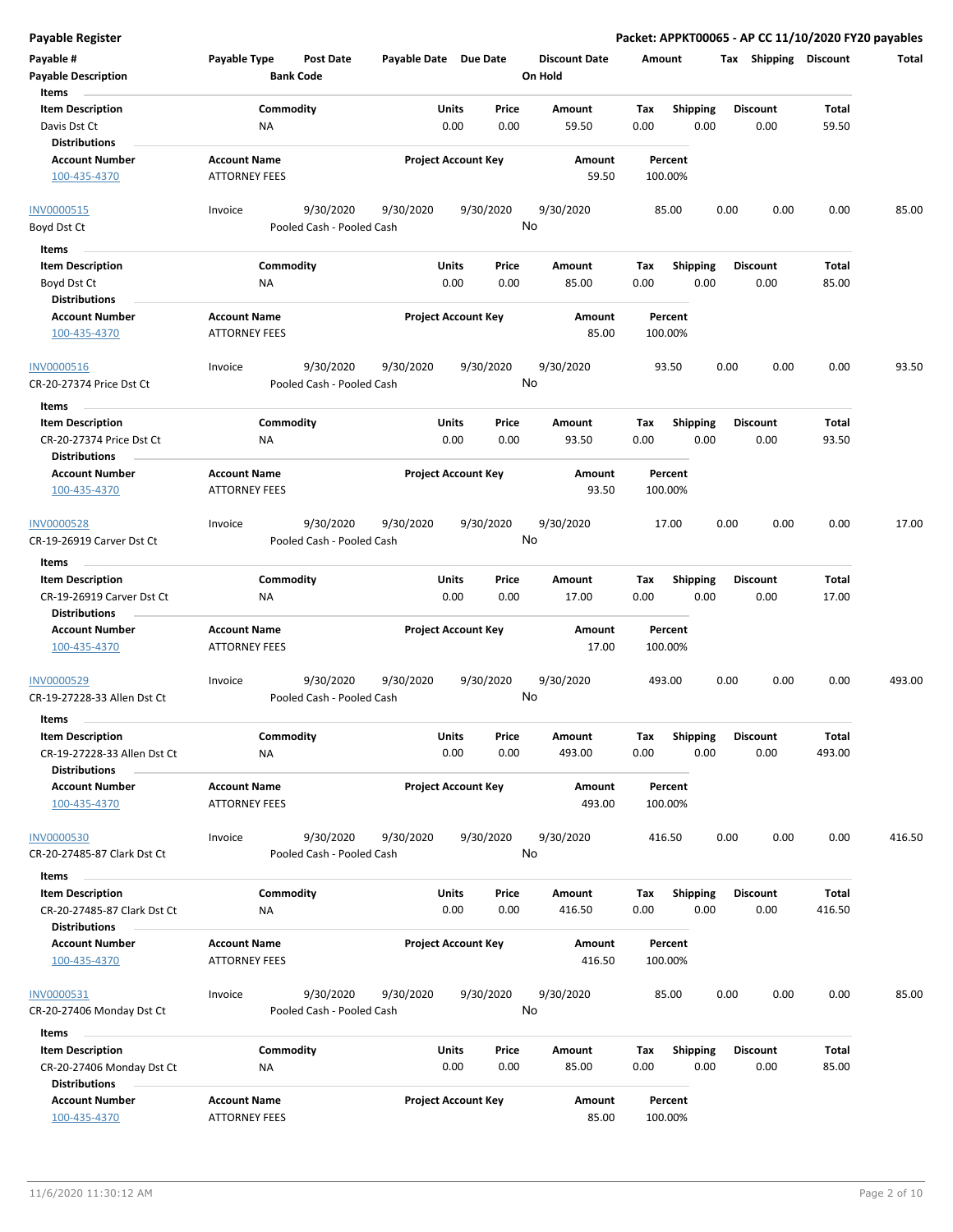**Payable Register** **Packet: APPKT00065 - AP CC 11/10/2020 FY20 payables**

| Payable # | Payable Type | Post Date | Payable Date | Due Date | Discount Date | Amount | Tax | Shipping | Discount | Total |
|---|---|---|---|---|---|---|---|---|---|---|
| Payable Description | | Bank Code | | | On Hold | | | | | |

**Items**

| Item Description | Commodity | Units | Price | Amount | Tax | Shipping | Discount | Total |
|---|---|---|---|---|---|---|---|---|
| Davis Dst Ct | NA | 0.00 | 0.00 | 59.50 | 0.00 | 0.00 | 0.00 | 59.50 |

**Distributions**

| Account Number | Account Name | Project Account Key | Amount | Percent |
|---|---|---|---|---|
| 100-435-4370 | ATTORNEY FEES | | 59.50 | 100.00% |

---

| Payable # | Payable Type | Post Date | Payable Date | Due Date | Discount Date | Amount | Tax | Shipping | Discount | Total |
|---|---|---|---|---|---|---|---|---|---|---|
| INV0000515 | Invoice | 9/30/2020 | 9/30/2020 | 9/30/2020 | 9/30/2020 | 85.00 | 0.00 | 0.00 | 0.00 | 85.00 |
| Boyd Dst Ct | | Pooled Cash - Pooled Cash | | | No | | | | | |

**Items**

| Item Description | Commodity | Units | Price | Amount | Tax | Shipping | Discount | Total |
|---|---|---|---|---|---|---|---|---|
| Boyd Dst Ct | NA | 0.00 | 0.00 | 85.00 | 0.00 | 0.00 | 0.00 | 85.00 |

**Distributions**

| Account Number | Account Name | Project Account Key | Amount | Percent |
|---|---|---|---|---|
| 100-435-4370 | ATTORNEY FEES | | 85.00 | 100.00% |

---

| Payable # | Payable Type | Post Date | Payable Date | Due Date | Discount Date | Amount | Tax | Shipping | Discount | Total |
|---|---|---|---|---|---|---|---|---|---|---|
| INV0000516 | Invoice | 9/30/2020 | 9/30/2020 | 9/30/2020 | 9/30/2020 | 93.50 | 0.00 | 0.00 | 0.00 | 93.50 |
| CR-20-27374 Price Dst Ct | | Pooled Cash - Pooled Cash | | | No | | | | | |

**Items**

| Item Description | Commodity | Units | Price | Amount | Tax | Shipping | Discount | Total |
|---|---|---|---|---|---|---|---|---|
| CR-20-27374 Price Dst Ct | NA | 0.00 | 0.00 | 93.50 | 0.00 | 0.00 | 0.00 | 93.50 |

**Distributions**

| Account Number | Account Name | Project Account Key | Amount | Percent |
|---|---|---|---|---|
| 100-435-4370 | ATTORNEY FEES | | 93.50 | 100.00% |

---

| Payable # | Payable Type | Post Date | Payable Date | Due Date | Discount Date | Amount | Tax | Shipping | Discount | Total |
|---|---|---|---|---|---|---|---|---|---|---|
| INV0000528 | Invoice | 9/30/2020 | 9/30/2020 | 9/30/2020 | 9/30/2020 | 17.00 | 0.00 | 0.00 | 0.00 | 17.00 |
| CR-19-26919 Carver Dst Ct | | Pooled Cash - Pooled Cash | | | No | | | | | |

**Items**

| Item Description | Commodity | Units | Price | Amount | Tax | Shipping | Discount | Total |
|---|---|---|---|---|---|---|---|---|
| CR-19-26919 Carver Dst Ct | NA | 0.00 | 0.00 | 17.00 | 0.00 | 0.00 | 0.00 | 17.00 |

**Distributions**

| Account Number | Account Name | Project Account Key | Amount | Percent |
|---|---|---|---|---|
| 100-435-4370 | ATTORNEY FEES | | 17.00 | 100.00% |

---

| Payable # | Payable Type | Post Date | Payable Date | Due Date | Discount Date | Amount | Tax | Shipping | Discount | Total |
|---|---|---|---|---|---|---|---|---|---|---|
| INV0000529 | Invoice | 9/30/2020 | 9/30/2020 | 9/30/2020 | 9/30/2020 | 493.00 | 0.00 | 0.00 | 0.00 | 493.00 |
| CR-19-27228-33 Allen Dst Ct | | Pooled Cash - Pooled Cash | | | No | | | | | |

**Items**

| Item Description | Commodity | Units | Price | Amount | Tax | Shipping | Discount | Total |
|---|---|---|---|---|---|---|---|---|
| CR-19-27228-33 Allen Dst Ct | NA | 0.00 | 0.00 | 493.00 | 0.00 | 0.00 | 0.00 | 493.00 |

**Distributions**

| Account Number | Account Name | Project Account Key | Amount | Percent |
|---|---|---|---|---|
| 100-435-4370 | ATTORNEY FEES | | 493.00 | 100.00% |

---

| Payable # | Payable Type | Post Date | Payable Date | Due Date | Discount Date | Amount | Tax | Shipping | Discount | Total |
|---|---|---|---|---|---|---|---|---|---|---|
| INV0000530 | Invoice | 9/30/2020 | 9/30/2020 | 9/30/2020 | 9/30/2020 | 416.50 | 0.00 | 0.00 | 0.00 | 416.50 |
| CR-20-27485-87 Clark Dst Ct | | Pooled Cash - Pooled Cash | | | No | | | | | |

**Items**

| Item Description | Commodity | Units | Price | Amount | Tax | Shipping | Discount | Total |
|---|---|---|---|---|---|---|---|---|
| CR-20-27485-87 Clark Dst Ct | NA | 0.00 | 0.00 | 416.50 | 0.00 | 0.00 | 0.00 | 416.50 |

**Distributions**

| Account Number | Account Name | Project Account Key | Amount | Percent |
|---|---|---|---|---|
| 100-435-4370 | ATTORNEY FEES | | 416.50 | 100.00% |

---

| Payable # | Payable Type | Post Date | Payable Date | Due Date | Discount Date | Amount | Tax | Shipping | Discount | Total |
|---|---|---|---|---|---|---|---|---|---|---|
| INV0000531 | Invoice | 9/30/2020 | 9/30/2020 | 9/30/2020 | 9/30/2020 | 85.00 | 0.00 | 0.00 | 0.00 | 85.00 |
| CR-20-27406 Monday Dst Ct | | Pooled Cash - Pooled Cash | | | No | | | | | |

**Items**

| Item Description | Commodity | Units | Price | Amount | Tax | Shipping | Discount | Total |
|---|---|---|---|---|---|---|---|---|
| CR-20-27406 Monday Dst Ct | NA | 0.00 | 0.00 | 85.00 | 0.00 | 0.00 | 0.00 | 85.00 |

**Distributions**

| Account Number | Account Name | Project Account Key | Amount | Percent |
|---|---|---|---|---|
| 100-435-4370 | ATTORNEY FEES | | 85.00 | 100.00% |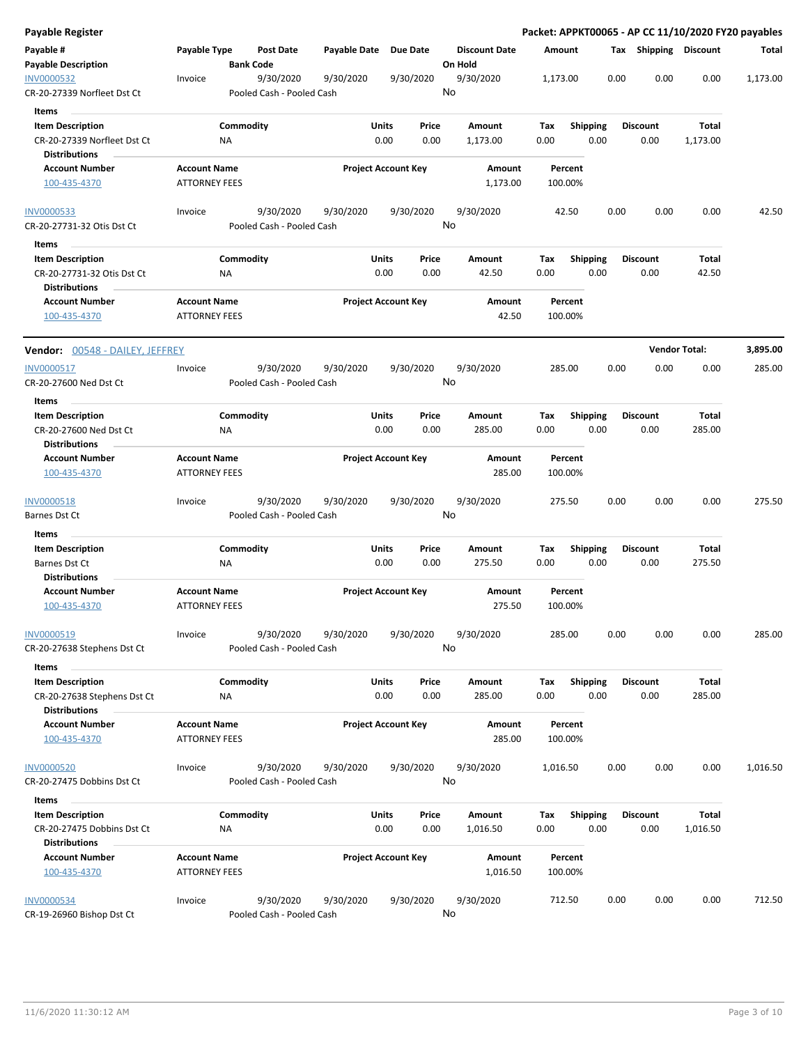**Payable Register** — **Packet: APPKT00065 - AP CC 11/10/2020 FY20 payables**

| Payable # / Payable Description | Payable Type | Post Date / Bank Code | Payable Date | Due Date | Discount Date / On Hold | Amount | Tax | Shipping | Discount | Total |
|---|---|---|---|---|---|---|---|---|---|---|
| INV0000532 | Invoice | 9/30/2020 | 9/30/2020 | 9/30/2020 | 9/30/2020 | 1,173.00 | 0.00 | 0.00 | 0.00 | 1,173.00 |
| CR-20-27339 Norfleet Dst Ct | | Pooled Cash - Pooled Cash | | | No | | | | | |

**Items**

| Item Description | Commodity | Units | Price | Amount | Tax | Shipping | Discount | Total |
|---|---|---|---|---|---|---|---|---|
| CR-20-27339 Norfleet Dst Ct | NA | 0.00 | 0.00 | 1,173.00 | 0.00 | 0.00 | 0.00 | 1,173.00 |

**Distributions**

| Account Number | Account Name | Project Account Key | Amount | Percent |
|---|---|---|---|---|
| 100-435-4370 | ATTORNEY FEES | | 1,173.00 | 100.00% |

| Payable # / Payable Description | Payable Type | Post Date / Bank Code | Payable Date | Due Date | Discount Date / On Hold | Amount | Tax | Shipping | Discount | Total |
|---|---|---|---|---|---|---|---|---|---|---|
| INV0000533 | Invoice | 9/30/2020 | 9/30/2020 | 9/30/2020 | 9/30/2020 | 42.50 | 0.00 | 0.00 | 0.00 | 42.50 |
| CR-20-27731-32 Otis Dst Ct | | Pooled Cash - Pooled Cash | | | No | | | | | |

**Items**

| Item Description | Commodity | Units | Price | Amount | Tax | Shipping | Discount | Total |
|---|---|---|---|---|---|---|---|---|
| CR-20-27731-32 Otis Dst Ct | NA | 0.00 | 0.00 | 42.50 | 0.00 | 0.00 | 0.00 | 42.50 |

**Distributions**

| Account Number | Account Name | Project Account Key | Amount | Percent |
|---|---|---|---|---|
| 100-435-4370 | ATTORNEY FEES | | 42.50 | 100.00% |

---

**Vendor: 00548 - DAILEY, JEFFREY** — **Vendor Total: 3,895.00**

| Payable # / Payable Description | Payable Type | Post Date / Bank Code | Payable Date | Due Date | Discount Date / On Hold | Amount | Tax | Shipping | Discount | Total |
|---|---|---|---|---|---|---|---|---|---|---|
| INV0000517 | Invoice | 9/30/2020 | 9/30/2020 | 9/30/2020 | 9/30/2020 | 285.00 | 0.00 | 0.00 | 0.00 | 285.00 |
| CR-20-27600 Ned Dst Ct | | Pooled Cash - Pooled Cash | | | No | | | | | |

**Items**

| Item Description | Commodity | Units | Price | Amount | Tax | Shipping | Discount | Total |
|---|---|---|---|---|---|---|---|---|
| CR-20-27600 Ned Dst Ct | NA | 0.00 | 0.00 | 285.00 | 0.00 | 0.00 | 0.00 | 285.00 |

**Distributions**

| Account Number | Account Name | Project Account Key | Amount | Percent |
|---|---|---|---|---|
| 100-435-4370 | ATTORNEY FEES | | 285.00 | 100.00% |

| Payable # / Payable Description | Payable Type | Post Date / Bank Code | Payable Date | Due Date | Discount Date / On Hold | Amount | Tax | Shipping | Discount | Total |
|---|---|---|---|---|---|---|---|---|---|---|
| INV0000518 | Invoice | 9/30/2020 | 9/30/2020 | 9/30/2020 | 9/30/2020 | 275.50 | 0.00 | 0.00 | 0.00 | 275.50 |
| Barnes Dst Ct | | Pooled Cash - Pooled Cash | | | No | | | | | |

**Items**

| Item Description | Commodity | Units | Price | Amount | Tax | Shipping | Discount | Total |
|---|---|---|---|---|---|---|---|---|
| Barnes Dst Ct | NA | 0.00 | 0.00 | 275.50 | 0.00 | 0.00 | 0.00 | 275.50 |

**Distributions**

| Account Number | Account Name | Project Account Key | Amount | Percent |
|---|---|---|---|---|
| 100-435-4370 | ATTORNEY FEES | | 275.50 | 100.00% |

| Payable # / Payable Description | Payable Type | Post Date / Bank Code | Payable Date | Due Date | Discount Date / On Hold | Amount | Tax | Shipping | Discount | Total |
|---|---|---|---|---|---|---|---|---|---|---|
| INV0000519 | Invoice | 9/30/2020 | 9/30/2020 | 9/30/2020 | 9/30/2020 | 285.00 | 0.00 | 0.00 | 0.00 | 285.00 |
| CR-20-27638 Stephens Dst Ct | | Pooled Cash - Pooled Cash | | | No | | | | | |

**Items**

| Item Description | Commodity | Units | Price | Amount | Tax | Shipping | Discount | Total |
|---|---|---|---|---|---|---|---|---|
| CR-20-27638 Stephens Dst Ct | NA | 0.00 | 0.00 | 285.00 | 0.00 | 0.00 | 0.00 | 285.00 |

**Distributions**

| Account Number | Account Name | Project Account Key | Amount | Percent |
|---|---|---|---|---|
| 100-435-4370 | ATTORNEY FEES | | 285.00 | 100.00% |

| Payable # / Payable Description | Payable Type | Post Date / Bank Code | Payable Date | Due Date | Discount Date / On Hold | Amount | Tax | Shipping | Discount | Total |
|---|---|---|---|---|---|---|---|---|---|---|
| INV0000520 | Invoice | 9/30/2020 | 9/30/2020 | 9/30/2020 | 9/30/2020 | 1,016.50 | 0.00 | 0.00 | 0.00 | 1,016.50 |
| CR-20-27475 Dobbins Dst Ct | | Pooled Cash - Pooled Cash | | | No | | | | | |

**Items**

| Item Description | Commodity | Units | Price | Amount | Tax | Shipping | Discount | Total |
|---|---|---|---|---|---|---|---|---|
| CR-20-27475 Dobbins Dst Ct | NA | 0.00 | 0.00 | 1,016.50 | 0.00 | 0.00 | 0.00 | 1,016.50 |

**Distributions**

| Account Number | Account Name | Project Account Key | Amount | Percent |
|---|---|---|---|---|
| 100-435-4370 | ATTORNEY FEES | | 1,016.50 | 100.00% |

| Payable # / Payable Description | Payable Type | Post Date / Bank Code | Payable Date | Due Date | Discount Date / On Hold | Amount | Tax | Shipping | Discount | Total |
|---|---|---|---|---|---|---|---|---|---|---|
| INV0000534 | Invoice | 9/30/2020 | 9/30/2020 | 9/30/2020 | 9/30/2020 | 712.50 | 0.00 | 0.00 | 0.00 | 712.50 |
| CR-19-26960 Bishop Dst Ct | | Pooled Cash - Pooled Cash | | | No | | | | | |

11/6/2020 11:30:12 AM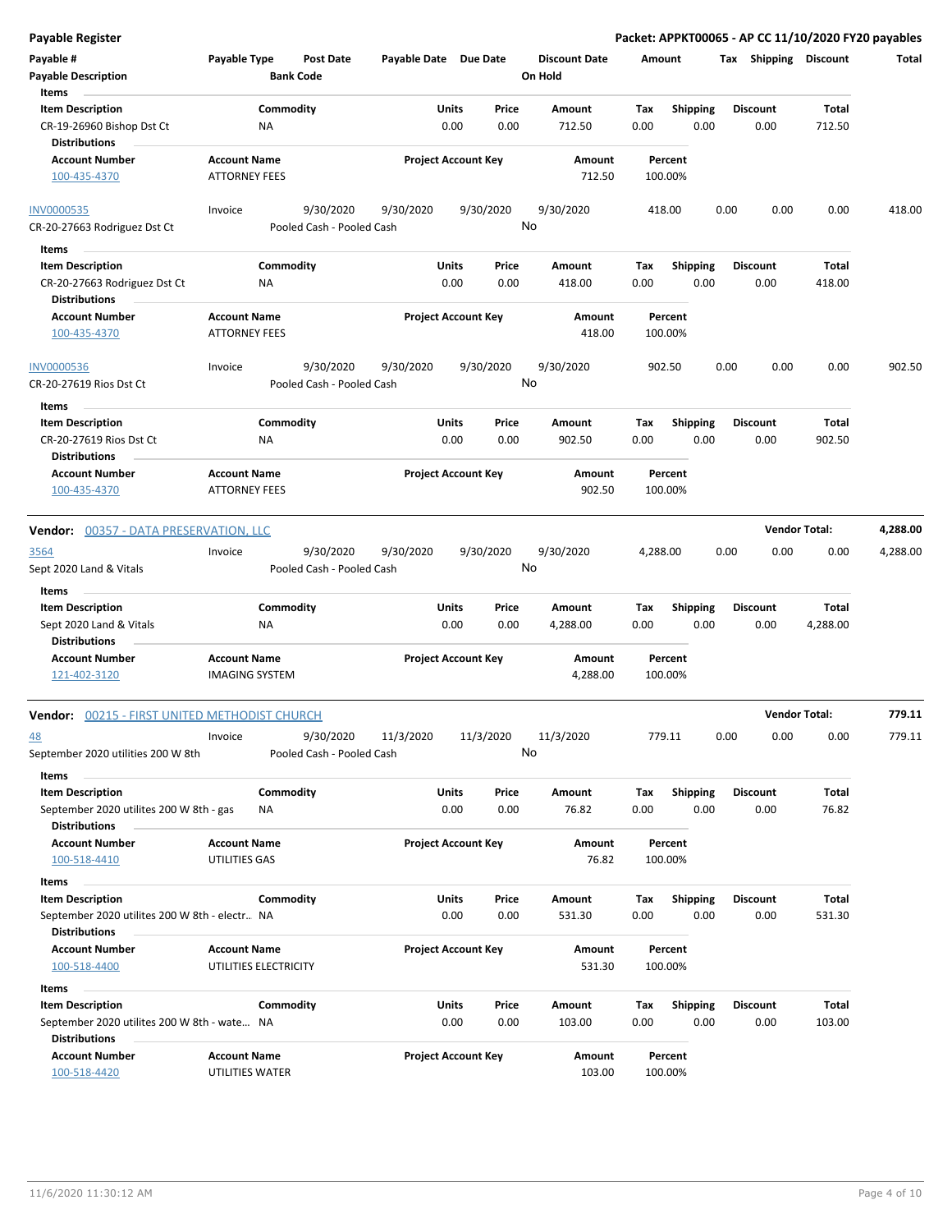# Payable Register

**Packet: APPKT00065 - AP CC 11/10/2020 FY20 payables**

| Payable # | Payable Type | Post Date | Payable Date | Due Date | Discount Date | Amount | Tax | Shipping | Discount | Total |
|---|---|---|---|---|---|---|---|---|---|---|
| Payable Description | | Bank Code | | | On Hold | | | | | |

**Items**

| Item Description | Commodity | Units | Price | Amount | Tax | Shipping | Discount | Total |
|---|---|---|---|---|---|---|---|---|
| CR-19-26960 Bishop Dst Ct | NA | 0.00 | 0.00 | 712.50 | 0.00 | 0.00 | 0.00 | 712.50 |

**Distributions**

| Account Number | Account Name | Project Account Key | Amount | Percent |
|---|---|---|---|---|
| 100-435-4370 | ATTORNEY FEES | | 712.50 | 100.00% |

| Payable # | Payable Type | Post Date | Payable Date | Due Date | Discount Date | Amount | Tax | Shipping | Discount | Total |
|---|---|---|---|---|---|---|---|---|---|---|
| INV0000535 | Invoice | 9/30/2020 | 9/30/2020 | 9/30/2020 | 9/30/2020 | 418.00 | 0.00 | 0.00 | 0.00 | 418.00 |
| CR-20-27663 Rodriguez Dst Ct | | Pooled Cash - Pooled Cash | | | No | | | | | |

**Items**

| Item Description | Commodity | Units | Price | Amount | Tax | Shipping | Discount | Total |
|---|---|---|---|---|---|---|---|---|
| CR-20-27663 Rodriguez Dst Ct | NA | 0.00 | 0.00 | 418.00 | 0.00 | 0.00 | 0.00 | 418.00 |

**Distributions**

| Account Number | Account Name | Project Account Key | Amount | Percent |
|---|---|---|---|---|
| 100-435-4370 | ATTORNEY FEES | | 418.00 | 100.00% |

| Payable # | Payable Type | Post Date | Payable Date | Due Date | Discount Date | Amount | Tax | Shipping | Discount | Total |
|---|---|---|---|---|---|---|---|---|---|---|
| INV0000536 | Invoice | 9/30/2020 | 9/30/2020 | 9/30/2020 | 9/30/2020 | 902.50 | 0.00 | 0.00 | 0.00 | 902.50 |
| CR-20-27619 Rios Dst Ct | | Pooled Cash - Pooled Cash | | | No | | | | | |

**Items**

| Item Description | Commodity | Units | Price | Amount | Tax | Shipping | Discount | Total |
|---|---|---|---|---|---|---|---|---|
| CR-20-27619 Rios Dst Ct | NA | 0.00 | 0.00 | 902.50 | 0.00 | 0.00 | 0.00 | 902.50 |

**Distributions**

| Account Number | Account Name | Project Account Key | Amount | Percent |
|---|---|---|---|---|
| 100-435-4370 | ATTORNEY FEES | | 902.50 | 100.00% |

## Vendor: 00357 - DATA PRESERVATION, LLC

**Vendor Total: 4,288.00**

| Payable # | Payable Type | Post Date | Payable Date | Due Date | Discount Date | Amount | Tax | Shipping | Discount | Total |
|---|---|---|---|---|---|---|---|---|---|---|
| 3564 | Invoice | 9/30/2020 | 9/30/2020 | 9/30/2020 | 9/30/2020 | 4,288.00 | 0.00 | 0.00 | 0.00 | 4,288.00 |
| Sept 2020 Land & Vitals | | Pooled Cash - Pooled Cash | | | No | | | | | |

**Items**

| Item Description | Commodity | Units | Price | Amount | Tax | Shipping | Discount | Total |
|---|---|---|---|---|---|---|---|---|
| Sept 2020 Land & Vitals | NA | 0.00 | 0.00 | 4,288.00 | 0.00 | 0.00 | 0.00 | 4,288.00 |

**Distributions**

| Account Number | Account Name | Project Account Key | Amount | Percent |
|---|---|---|---|---|
| 121-402-3120 | IMAGING SYSTEM | | 4,288.00 | 100.00% |

## Vendor: 00215 - FIRST UNITED METHODIST CHURCH

**Vendor Total: 779.11**

| Payable # | Payable Type | Post Date | Payable Date | Due Date | Discount Date | Amount | Tax | Shipping | Discount | Total |
|---|---|---|---|---|---|---|---|---|---|---|
| 48 | Invoice | 9/30/2020 | 11/3/2020 | 11/3/2020 | 11/3/2020 | 779.11 | 0.00 | 0.00 | 0.00 | 779.11 |
| September 2020 utilities 200 W 8th | | Pooled Cash - Pooled Cash | | | No | | | | | |

**Items**

| Item Description | Commodity | Units | Price | Amount | Tax | Shipping | Discount | Total |
|---|---|---|---|---|---|---|---|---|
| September 2020 utilites 200 W 8th - gas | NA | 0.00 | 0.00 | 76.82 | 0.00 | 0.00 | 0.00 | 76.82 |

**Distributions**

| Account Number | Account Name | Project Account Key | Amount | Percent |
|---|---|---|---|---|
| 100-518-4410 | UTILITIES GAS | | 76.82 | 100.00% |

**Items**

| Item Description | Commodity | Units | Price | Amount | Tax | Shipping | Discount | Total |
|---|---|---|---|---|---|---|---|---|
| September 2020 utilites 200 W 8th - electr.. | NA | 0.00 | 0.00 | 531.30 | 0.00 | 0.00 | 0.00 | 531.30 |

**Distributions**

| Account Number | Account Name | Project Account Key | Amount | Percent |
|---|---|---|---|---|
| 100-518-4400 | UTILITIES ELECTRICITY | | 531.30 | 100.00% |

**Items**

| Item Description | Commodity | Units | Price | Amount | Tax | Shipping | Discount | Total |
|---|---|---|---|---|---|---|---|---|
| September 2020 utilites 200 W 8th - wate... | NA | 0.00 | 0.00 | 103.00 | 0.00 | 0.00 | 0.00 | 103.00 |

**Distributions**

| Account Number | Account Name | Project Account Key | Amount | Percent |
|---|---|---|---|---|
| 100-518-4420 | UTILITIES WATER | | 103.00 | 100.00% |

11/6/2020 11:30:12 AM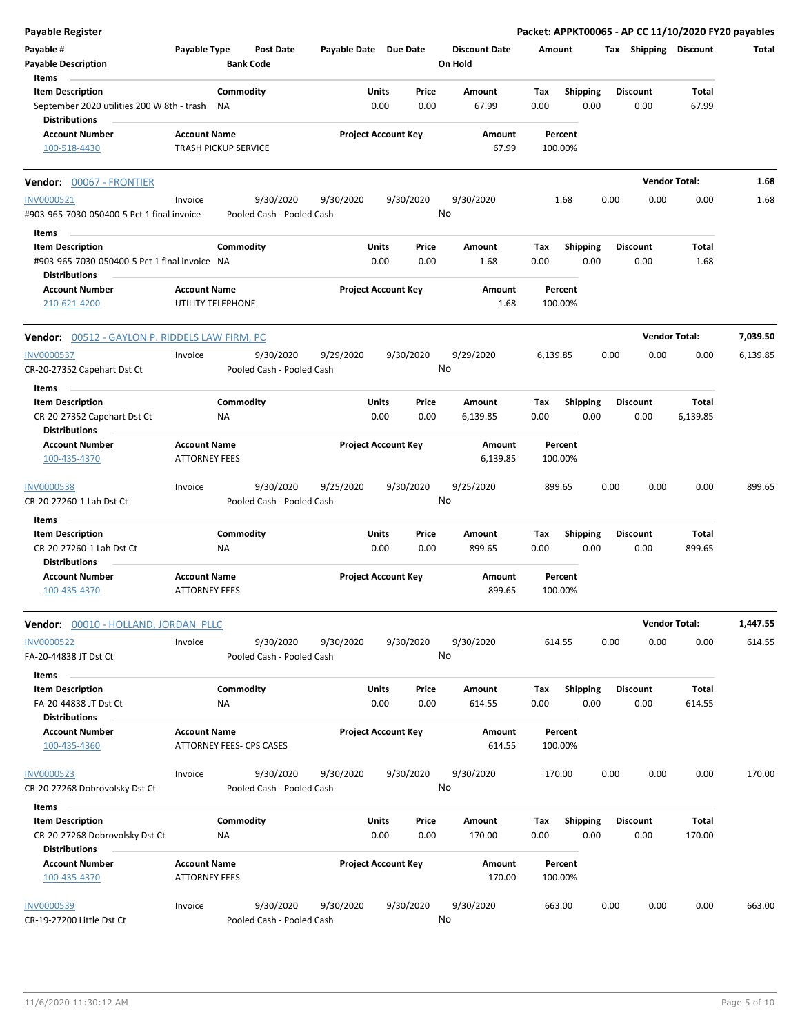**Payable Register** — **Packet: APPKT00065 - AP CC 11/10/2020 FY20 payables**

| Payable # | Payable Type | Post Date | Payable Date | Due Date | Discount Date | Amount | Tax | Shipping | Discount | Total |
|---|---|---|---|---|---|---|---|---|---|---|
| **Payable Description** | | **Bank Code** | | | **On Hold** | | | | | |

**Items**

| Item Description | Commodity | Units | Price | Amount | Tax | Shipping | Discount | Total |
|---|---|---|---|---|---|---|---|---|
| September 2020 utilities 200 W 8th - trash | NA | 0.00 | 0.00 | 67.99 | 0.00 | 0.00 | 0.00 | 67.99 |

**Distributions**

| Account Number | Account Name | Project Account Key | Amount | Percent |
|---|---|---|---|---|
| 100-518-4430 | TRASH PICKUP SERVICE | | 67.99 | 100.00% |

---

**Vendor: 00067 - FRONTIER** — **Vendor Total: 1.68**

| Payable # | Payable Type | Post Date | Payable Date | Due Date | Discount Date | Amount | Tax | Shipping | Discount | Total |
|---|---|---|---|---|---|---|---|---|---|---|
| INV0000521 | Invoice | 9/30/2020 | 9/30/2020 | 9/30/2020 | 9/30/2020 | 1.68 | 0.00 | 0.00 | 0.00 | 1.68 |
| #903-965-7030-050400-5 Pct 1 final invoice | | Pooled Cash - Pooled Cash | | | No | | | | | |

**Items**

| Item Description | Commodity | Units | Price | Amount | Tax | Shipping | Discount | Total |
|---|---|---|---|---|---|---|---|---|
| #903-965-7030-050400-5 Pct 1 final invoice | NA | 0.00 | 0.00 | 1.68 | 0.00 | 0.00 | 0.00 | 1.68 |

**Distributions**

| Account Number | Account Name | Project Account Key | Amount | Percent |
|---|---|---|---|---|
| 210-621-4200 | UTILITY TELEPHONE | | 1.68 | 100.00% |

---

**Vendor: 00512 - GAYLON P. RIDDELS LAW FIRM, PC** — **Vendor Total: 7,039.50**

| Payable # | Payable Type | Post Date | Payable Date | Due Date | Discount Date | Amount | Tax | Shipping | Discount | Total |
|---|---|---|---|---|---|---|---|---|---|---|
| INV0000537 | Invoice | 9/30/2020 | 9/29/2020 | 9/30/2020 | 9/29/2020 | 6,139.85 | 0.00 | 0.00 | 0.00 | 6,139.85 |
| CR-20-27352 Capehart Dst Ct | | Pooled Cash - Pooled Cash | | | No | | | | | |

**Items**

| Item Description | Commodity | Units | Price | Amount | Tax | Shipping | Discount | Total |
|---|---|---|---|---|---|---|---|---|
| CR-20-27352 Capehart Dst Ct | NA | 0.00 | 0.00 | 6,139.85 | 0.00 | 0.00 | 0.00 | 6,139.85 |

**Distributions**

| Account Number | Account Name | Project Account Key | Amount | Percent |
|---|---|---|---|---|
| 100-435-4370 | ATTORNEY FEES | | 6,139.85 | 100.00% |

| Payable # | Payable Type | Post Date | Payable Date | Due Date | Discount Date | Amount | Tax | Shipping | Discount | Total |
|---|---|---|---|---|---|---|---|---|---|---|
| INV0000538 | Invoice | 9/30/2020 | 9/25/2020 | 9/30/2020 | 9/25/2020 | 899.65 | 0.00 | 0.00 | 0.00 | 899.65 |
| CR-20-27260-1 Lah Dst Ct | | Pooled Cash - Pooled Cash | | | No | | | | | |

**Items**

| Item Description | Commodity | Units | Price | Amount | Tax | Shipping | Discount | Total |
|---|---|---|---|---|---|---|---|---|
| CR-20-27260-1 Lah Dst Ct | NA | 0.00 | 0.00 | 899.65 | 0.00 | 0.00 | 0.00 | 899.65 |

**Distributions**

| Account Number | Account Name | Project Account Key | Amount | Percent |
|---|---|---|---|---|
| 100-435-4370 | ATTORNEY FEES | | 899.65 | 100.00% |

---

**Vendor: 00010 - HOLLAND, JORDAN PLLC** — **Vendor Total: 1,447.55**

| Payable # | Payable Type | Post Date | Payable Date | Due Date | Discount Date | Amount | Tax | Shipping | Discount | Total |
|---|---|---|---|---|---|---|---|---|---|---|
| INV0000522 | Invoice | 9/30/2020 | 9/30/2020 | 9/30/2020 | 9/30/2020 | 614.55 | 0.00 | 0.00 | 0.00 | 614.55 |
| FA-20-44838 JT Dst Ct | | Pooled Cash - Pooled Cash | | | No | | | | | |

**Items**

| Item Description | Commodity | Units | Price | Amount | Tax | Shipping | Discount | Total |
|---|---|---|---|---|---|---|---|---|
| FA-20-44838 JT Dst Ct | NA | 0.00 | 0.00 | 614.55 | 0.00 | 0.00 | 0.00 | 614.55 |

**Distributions**

| Account Number | Account Name | Project Account Key | Amount | Percent |
|---|---|---|---|---|
| 100-435-4360 | ATTORNEY FEES- CPS CASES | | 614.55 | 100.00% |

| Payable # | Payable Type | Post Date | Payable Date | Due Date | Discount Date | Amount | Tax | Shipping | Discount | Total |
|---|---|---|---|---|---|---|---|---|---|---|
| INV0000523 | Invoice | 9/30/2020 | 9/30/2020 | 9/30/2020 | 9/30/2020 | 170.00 | 0.00 | 0.00 | 0.00 | 170.00 |
| CR-20-27268 Dobrovolsky Dst Ct | | Pooled Cash - Pooled Cash | | | No | | | | | |

**Items**

| Item Description | Commodity | Units | Price | Amount | Tax | Shipping | Discount | Total |
|---|---|---|---|---|---|---|---|---|
| CR-20-27268 Dobrovolsky Dst Ct | NA | 0.00 | 0.00 | 170.00 | 0.00 | 0.00 | 0.00 | 170.00 |

**Distributions**

| Account Number | Account Name | Project Account Key | Amount | Percent |
|---|---|---|---|---|
| 100-435-4370 | ATTORNEY FEES | | 170.00 | 100.00% |

| Payable # | Payable Type | Post Date | Payable Date | Due Date | Discount Date | Amount | Tax | Shipping | Discount | Total |
|---|---|---|---|---|---|---|---|---|---|---|
| INV0000539 | Invoice | 9/30/2020 | 9/30/2020 | 9/30/2020 | 9/30/2020 | 663.00 | 0.00 | 0.00 | 0.00 | 663.00 |
| CR-19-27200 Little Dst Ct | | Pooled Cash - Pooled Cash | | | No | | | | | |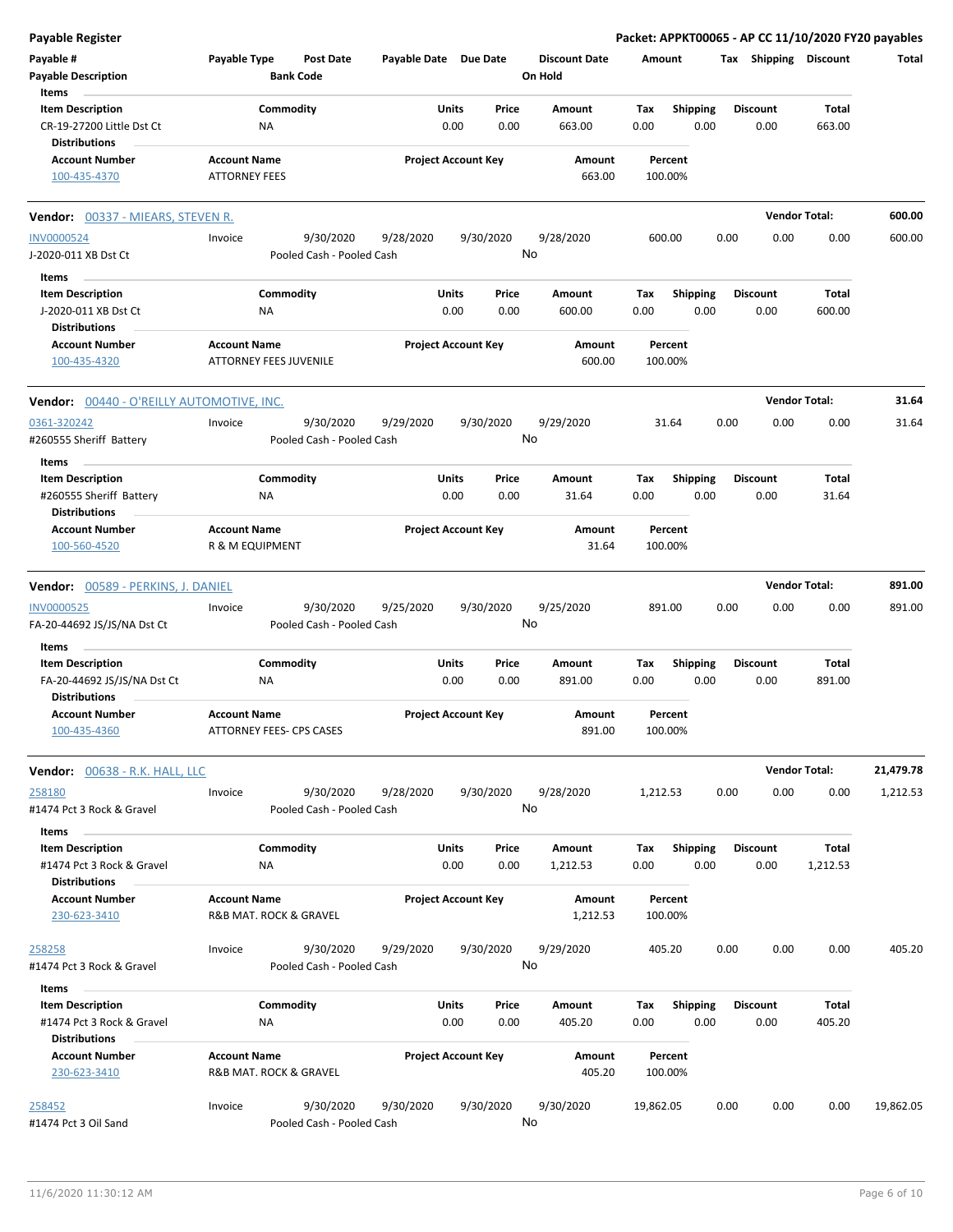# Payable Register

**Packet: APPKT00065 - AP CC 11/10/2020 FY20 payables**

| Payable # | Payable Type | Post Date | Payable Date | Due Date | Discount Date | Amount | Tax | Shipping | Discount | Total |
|---|---|---|---|---|---|---|---|---|---|---|
| Payable Description | | Bank Code | | | On Hold | | | | | |

Items

| Item Description | Commodity | Units | Price | Amount | Tax | Shipping | Discount | Total |
|---|---|---|---|---|---|---|---|---|
| CR-19-27200 Little Dst Ct | NA | 0.00 | 0.00 | 663.00 | 0.00 | 0.00 | 0.00 | 663.00 |

Distributions

| Account Number | Account Name | Project Account Key | Amount | Percent |
|---|---|---|---|---|
| 100-435-4370 | ATTORNEY FEES | | 663.00 | 100.00% |

**Vendor: 00337 - MIEARS, STEVEN R.** — Vendor Total: **600.00**

| Payable # | Payable Type | Post Date | Payable Date | Due Date | Discount Date | Amount | Tax | Shipping | Discount | Total |
|---|---|---|---|---|---|---|---|---|---|---|
| INV0000524 | Invoice | 9/30/2020 | 9/28/2020 | 9/30/2020 | 9/28/2020 | 600.00 | 0.00 | 0.00 | 0.00 | 600.00 |
| J-2020-011 XB Dst Ct | | Pooled Cash - Pooled Cash | | | No | | | | | |

Items

| Item Description | Commodity | Units | Price | Amount | Tax | Shipping | Discount | Total |
|---|---|---|---|---|---|---|---|---|
| J-2020-011 XB Dst Ct | NA | 0.00 | 0.00 | 600.00 | 0.00 | 0.00 | 0.00 | 600.00 |

Distributions

| Account Number | Account Name | Project Account Key | Amount | Percent |
|---|---|---|---|---|
| 100-435-4320 | ATTORNEY FEES JUVENILE | | 600.00 | 100.00% |

**Vendor: 00440 - O'REILLY AUTOMOTIVE, INC.** — Vendor Total: **31.64**

| Payable # | Payable Type | Post Date | Payable Date | Due Date | Discount Date | Amount | Tax | Shipping | Discount | Total |
|---|---|---|---|---|---|---|---|---|---|---|
| 0361-320242 | Invoice | 9/30/2020 | 9/29/2020 | 9/30/2020 | 9/29/2020 | 31.64 | 0.00 | 0.00 | 0.00 | 31.64 |
| #260555 Sheriff Battery | | Pooled Cash - Pooled Cash | | | No | | | | | |

Items

| Item Description | Commodity | Units | Price | Amount | Tax | Shipping | Discount | Total |
|---|---|---|---|---|---|---|---|---|
| #260555 Sheriff Battery | NA | 0.00 | 0.00 | 31.64 | 0.00 | 0.00 | 0.00 | 31.64 |

Distributions

| Account Number | Account Name | Project Account Key | Amount | Percent |
|---|---|---|---|---|
| 100-560-4520 | R & M EQUIPMENT | | 31.64 | 100.00% |

**Vendor: 00589 - PERKINS, J. DANIEL** — Vendor Total: **891.00**

| Payable # | Payable Type | Post Date | Payable Date | Due Date | Discount Date | Amount | Tax | Shipping | Discount | Total |
|---|---|---|---|---|---|---|---|---|---|---|
| INV0000525 | Invoice | 9/30/2020 | 9/25/2020 | 9/30/2020 | 9/25/2020 | 891.00 | 0.00 | 0.00 | 0.00 | 891.00 |
| FA-20-44692 JS/JS/NA Dst Ct | | Pooled Cash - Pooled Cash | | | No | | | | | |

Items

| Item Description | Commodity | Units | Price | Amount | Tax | Shipping | Discount | Total |
|---|---|---|---|---|---|---|---|---|
| FA-20-44692 JS/JS/NA Dst Ct | NA | 0.00 | 0.00 | 891.00 | 0.00 | 0.00 | 0.00 | 891.00 |

Distributions

| Account Number | Account Name | Project Account Key | Amount | Percent |
|---|---|---|---|---|
| 100-435-4360 | ATTORNEY FEES- CPS CASES | | 891.00 | 100.00% |

**Vendor: 00638 - R.K. HALL, LLC** — Vendor Total: **21,479.78**

| Payable # | Payable Type | Post Date | Payable Date | Due Date | Discount Date | Amount | Tax | Shipping | Discount | Total |
|---|---|---|---|---|---|---|---|---|---|---|
| 258180 | Invoice | 9/30/2020 | 9/28/2020 | 9/30/2020 | 9/28/2020 | 1,212.53 | 0.00 | 0.00 | 0.00 | 1,212.53 |
| #1474 Pct 3 Rock & Gravel | | Pooled Cash - Pooled Cash | | | No | | | | | |

Items

| Item Description | Commodity | Units | Price | Amount | Tax | Shipping | Discount | Total |
|---|---|---|---|---|---|---|---|---|
| #1474 Pct 3 Rock & Gravel | NA | 0.00 | 0.00 | 1,212.53 | 0.00 | 0.00 | 0.00 | 1,212.53 |

Distributions

| Account Number | Account Name | Project Account Key | Amount | Percent |
|---|---|---|---|---|
| 230-623-3410 | R&B MAT. ROCK & GRAVEL | | 1,212.53 | 100.00% |

| Payable # | Payable Type | Post Date | Payable Date | Due Date | Discount Date | Amount | Tax | Shipping | Discount | Total |
|---|---|---|---|---|---|---|---|---|---|---|
| 258258 | Invoice | 9/30/2020 | 9/29/2020 | 9/30/2020 | 9/29/2020 | 405.20 | 0.00 | 0.00 | 0.00 | 405.20 |
| #1474 Pct 3 Rock & Gravel | | Pooled Cash - Pooled Cash | | | No | | | | | |

Items

| Item Description | Commodity | Units | Price | Amount | Tax | Shipping | Discount | Total |
|---|---|---|---|---|---|---|---|---|
| #1474 Pct 3 Rock & Gravel | NA | 0.00 | 0.00 | 405.20 | 0.00 | 0.00 | 0.00 | 405.20 |

Distributions

| Account Number | Account Name | Project Account Key | Amount | Percent |
|---|---|---|---|---|
| 230-623-3410 | R&B MAT. ROCK & GRAVEL | | 405.20 | 100.00% |

| Payable # | Payable Type | Post Date | Payable Date | Due Date | Discount Date | Amount | Tax | Shipping | Discount | Total |
|---|---|---|---|---|---|---|---|---|---|---|
| 258452 | Invoice | 9/30/2020 | 9/30/2020 | 9/30/2020 | 9/30/2020 | 19,862.05 | 0.00 | 0.00 | 0.00 | 19,862.05 |
| #1474 Pct 3 Oil Sand | | Pooled Cash - Pooled Cash | | | No | | | | | |

11/6/2020 11:30:12 AM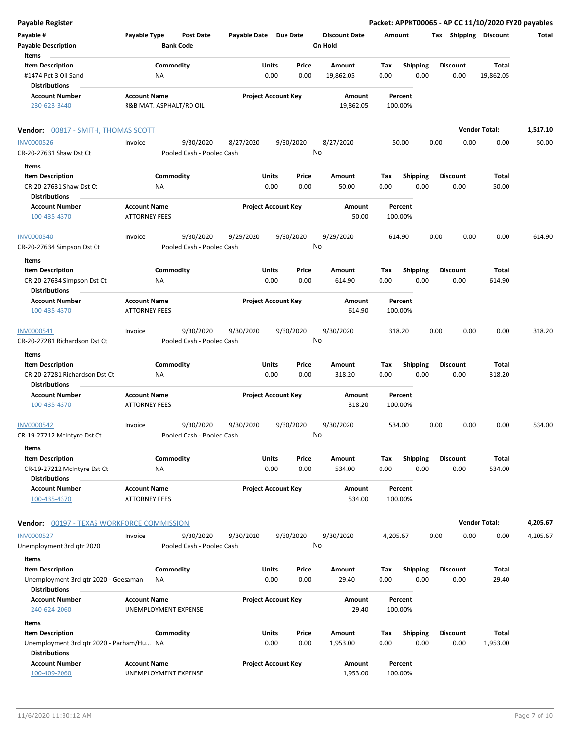**Payable Register** — **Packet: APPKT00065 - AP CC 11/10/2020 FY20 payables**

| Payable # | Payable Type | Post Date | Payable Date | Due Date | Discount Date | Amount | Tax | Shipping | Discount | Total |
|---|---|---|---|---|---|---|---|---|---|---|
| Payable Description | | Bank Code | | | On Hold | | | | | |

Items

| Item Description | Commodity | Units | Price | Amount | Tax | Shipping | Discount | Total |
|---|---|---|---|---|---|---|---|---|
| #1474 Pct 3 Oil Sand | NA | 0.00 | 0.00 | 19,862.05 | 0.00 | 0.00 | 0.00 | 19,862.05 |

Distributions

| Account Number | Account Name | Project Account Key | Amount | Percent |
|---|---|---|---|---|
| 230-623-3440 | R&B MAT. ASPHALT/RD OIL | | 19,862.05 | 100.00% |

## Vendor: 00817 - SMITH, THOMAS SCOTT — Vendor Total: 1,517.10

| Payable # | Payable Type | Post Date | Payable Date | Due Date | Discount Date | Amount | Tax | Shipping | Discount | Total |
|---|---|---|---|---|---|---|---|---|---|---|
| INV0000526 | Invoice | 9/30/2020 | 8/27/2020 | 9/30/2020 | 8/27/2020 | 50.00 | 0.00 | 0.00 | 0.00 | 50.00 |
| CR-20-27631 Shaw Dst Ct | | Pooled Cash - Pooled Cash | | | No | | | | | |

Items

| Item Description | Commodity | Units | Price | Amount | Tax | Shipping | Discount | Total |
|---|---|---|---|---|---|---|---|---|
| CR-20-27631 Shaw Dst Ct | NA | 0.00 | 0.00 | 50.00 | 0.00 | 0.00 | 0.00 | 50.00 |

Distributions

| Account Number | Account Name | Project Account Key | Amount | Percent |
|---|---|---|---|---|
| 100-435-4370 | ATTORNEY FEES | | 50.00 | 100.00% |

| Payable # | Payable Type | Post Date | Payable Date | Due Date | Discount Date | Amount | Tax | Shipping | Discount | Total |
|---|---|---|---|---|---|---|---|---|---|---|
| INV0000540 | Invoice | 9/30/2020 | 9/29/2020 | 9/30/2020 | 9/29/2020 | 614.90 | 0.00 | 0.00 | 0.00 | 614.90 |
| CR-20-27634 Simpson Dst Ct | | Pooled Cash - Pooled Cash | | | No | | | | | |

Items

| Item Description | Commodity | Units | Price | Amount | Tax | Shipping | Discount | Total |
|---|---|---|---|---|---|---|---|---|
| CR-20-27634 Simpson Dst Ct | NA | 0.00 | 0.00 | 614.90 | 0.00 | 0.00 | 0.00 | 614.90 |

Distributions

| Account Number | Account Name | Project Account Key | Amount | Percent |
|---|---|---|---|---|
| 100-435-4370 | ATTORNEY FEES | | 614.90 | 100.00% |

| Payable # | Payable Type | Post Date | Payable Date | Due Date | Discount Date | Amount | Tax | Shipping | Discount | Total |
|---|---|---|---|---|---|---|---|---|---|---|
| INV0000541 | Invoice | 9/30/2020 | 9/30/2020 | 9/30/2020 | 9/30/2020 | 318.20 | 0.00 | 0.00 | 0.00 | 318.20 |
| CR-20-27281 Richardson Dst Ct | | Pooled Cash - Pooled Cash | | | No | | | | | |

Items

| Item Description | Commodity | Units | Price | Amount | Tax | Shipping | Discount | Total |
|---|---|---|---|---|---|---|---|---|
| CR-20-27281 Richardson Dst Ct | NA | 0.00 | 0.00 | 318.20 | 0.00 | 0.00 | 0.00 | 318.20 |

Distributions

| Account Number | Account Name | Project Account Key | Amount | Percent |
|---|---|---|---|---|
| 100-435-4370 | ATTORNEY FEES | | 318.20 | 100.00% |

| Payable # | Payable Type | Post Date | Payable Date | Due Date | Discount Date | Amount | Tax | Shipping | Discount | Total |
|---|---|---|---|---|---|---|---|---|---|---|
| INV0000542 | Invoice | 9/30/2020 | 9/30/2020 | 9/30/2020 | 9/30/2020 | 534.00 | 0.00 | 0.00 | 0.00 | 534.00 |
| CR-19-27212 McIntyre Dst Ct | | Pooled Cash - Pooled Cash | | | No | | | | | |

Items

| Item Description | Commodity | Units | Price | Amount | Tax | Shipping | Discount | Total |
|---|---|---|---|---|---|---|---|---|
| CR-19-27212 McIntyre Dst Ct | NA | 0.00 | 0.00 | 534.00 | 0.00 | 0.00 | 0.00 | 534.00 |

Distributions

| Account Number | Account Name | Project Account Key | Amount | Percent |
|---|---|---|---|---|
| 100-435-4370 | ATTORNEY FEES | | 534.00 | 100.00% |

## Vendor: 00197 - TEXAS WORKFORCE COMMISSION — Vendor Total: 4,205.67

| Payable # | Payable Type | Post Date | Payable Date | Due Date | Discount Date | Amount | Tax | Shipping | Discount | Total |
|---|---|---|---|---|---|---|---|---|---|---|
| INV0000527 | Invoice | 9/30/2020 | 9/30/2020 | 9/30/2020 | 9/30/2020 | 4,205.67 | 0.00 | 0.00 | 0.00 | 4,205.67 |
| Unemployment 3rd qtr 2020 | | Pooled Cash - Pooled Cash | | | No | | | | | |

Items

| Item Description | Commodity | Units | Price | Amount | Tax | Shipping | Discount | Total |
|---|---|---|---|---|---|---|---|---|
| Unemployment 3rd qtr 2020 - Geesaman | NA | 0.00 | 0.00 | 29.40 | 0.00 | 0.00 | 0.00 | 29.40 |

Distributions

| Account Number | Account Name | Project Account Key | Amount | Percent |
|---|---|---|---|---|
| 240-624-2060 | UNEMPLOYMENT EXPENSE | | 29.40 | 100.00% |

Items

| Item Description | Commodity | Units | Price | Amount | Tax | Shipping | Discount | Total |
|---|---|---|---|---|---|---|---|---|
| Unemployment 3rd qtr 2020 - Parham/Hu... | NA | 0.00 | 0.00 | 1,953.00 | 0.00 | 0.00 | 0.00 | 1,953.00 |

Distributions

| Account Number | Account Name | Project Account Key | Amount | Percent |
|---|---|---|---|---|
| 100-409-2060 | UNEMPLOYMENT EXPENSE | | 1,953.00 | 100.00% |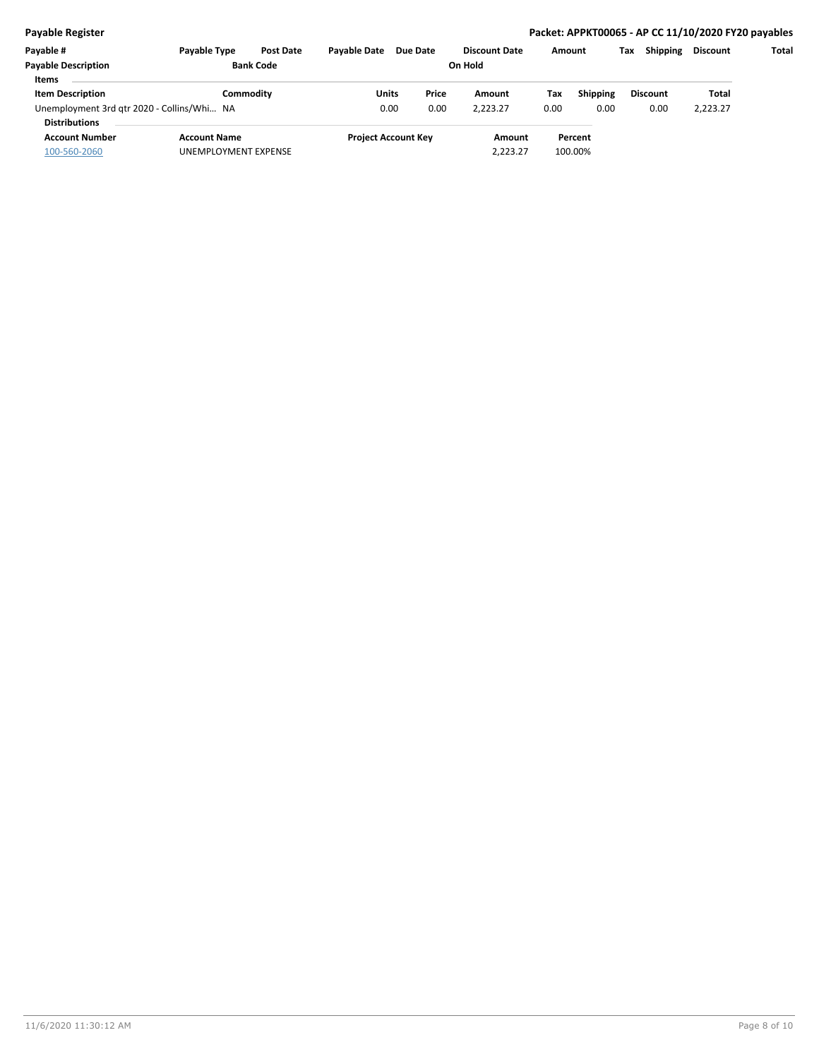| Payable # | Payable Type | Post Date | Payable Date | Due Date | Discount Date | Amount | Tax | Shipping | Discount | Total |
|---|---|---|---|---|---|---|---|---|---|---|
| **Payable Description** | | **Bank Code** | | | **On Hold** | | | | | |

**Items**

| Item Description | Commodity | Units | Price | Amount | Tax | Shipping | Discount | Total |
|---|---|---|---|---|---|---|---|---|
| Unemployment 3rd qtr 2020 - Collins/Whi... | NA | 0.00 | 0.00 | 2,223.27 | 0.00 | 0.00 | 0.00 | 2,223.27 |

**Distributions**

| Account Number | Account Name | Project Account Key | Amount | Percent |
|---|---|---|---|---|
| 100-560-2060 | UNEMPLOYMENT EXPENSE | | 2,223.27 | 100.00% |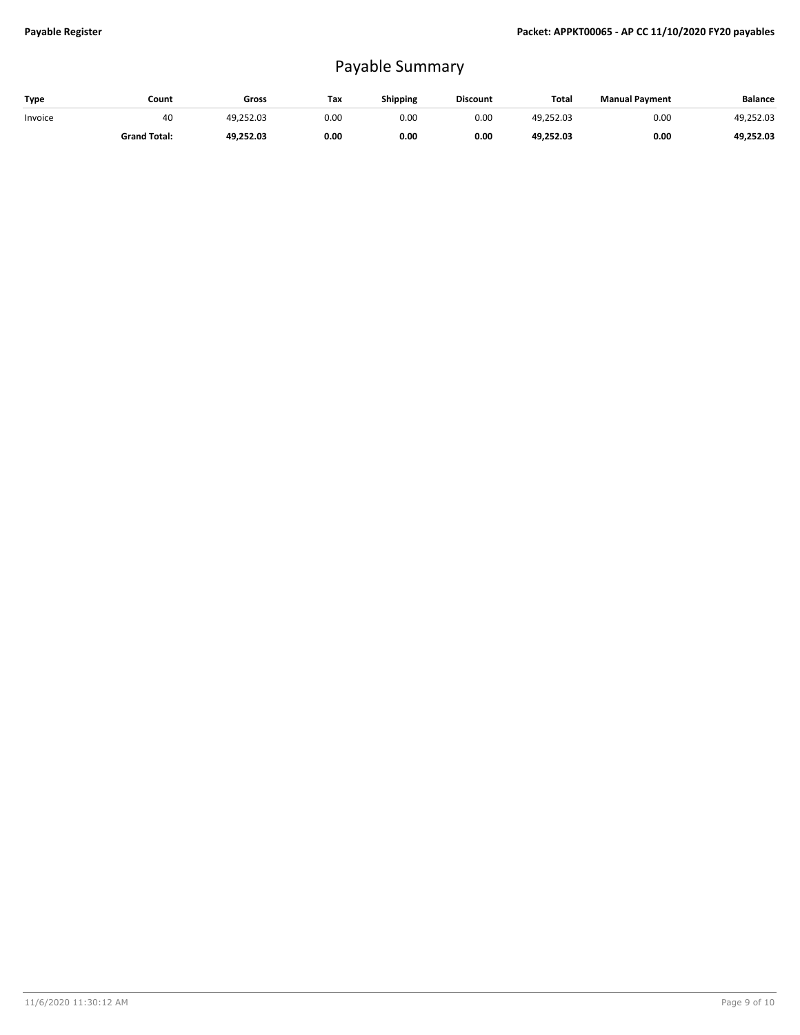# Payable Summary

| Type | Count | Gross | Tax | Shipping | Discount | Total | Manual Payment | Balance |
|---|---|---|---|---|---|---|---|---|
| Invoice | 40 | 49,252.03 | 0.00 | 0.00 | 0.00 | 49,252.03 | 0.00 | 49,252.03 |
| | **Grand Total:** | **49,252.03** | **0.00** | **0.00** | **0.00** | **49,252.03** | **0.00** | **49,252.03** |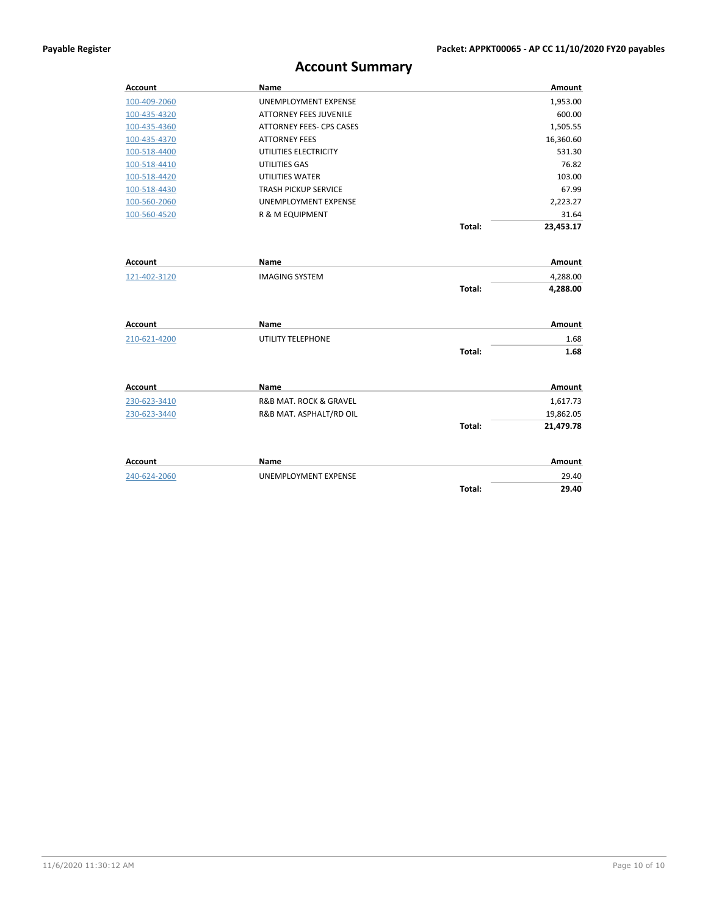# Account Summary

| Account | Name | | Amount |
|---|---|---|---|
| 100-409-2060 | UNEMPLOYMENT EXPENSE | | 1,953.00 |
| 100-435-4320 | ATTORNEY FEES JUVENILE | | 600.00 |
| 100-435-4360 | ATTORNEY FEES- CPS CASES | | 1,505.55 |
| 100-435-4370 | ATTORNEY FEES | | 16,360.60 |
| 100-518-4400 | UTILITIES ELECTRICITY | | 531.30 |
| 100-518-4410 | UTILITIES GAS | | 76.82 |
| 100-518-4420 | UTILITIES WATER | | 103.00 |
| 100-518-4430 | TRASH PICKUP SERVICE | | 67.99 |
| 100-560-2060 | UNEMPLOYMENT EXPENSE | | 2,223.27 |
| 100-560-4520 | R & M EQUIPMENT | | 31.64 |
| | | **Total:** | **23,453.17** |

| Account | Name | | Amount |
|---|---|---|---|
| 121-402-3120 | IMAGING SYSTEM | | 4,288.00 |
| | | **Total:** | **4,288.00** |

| Account | Name | | Amount |
|---|---|---|---|
| 210-621-4200 | UTILITY TELEPHONE | | 1.68 |
| | | **Total:** | **1.68** |

| Account | Name | | Amount |
|---|---|---|---|
| 230-623-3410 | R&B MAT. ROCK & GRAVEL | | 1,617.73 |
| 230-623-3440 | R&B MAT. ASPHALT/RD OIL | | 19,862.05 |
| | | **Total:** | **21,479.78** |

| Account | Name | | Amount |
|---|---|---|---|
| 240-624-2060 | UNEMPLOYMENT EXPENSE | | 29.40 |
| | | **Total:** | **29.40** |